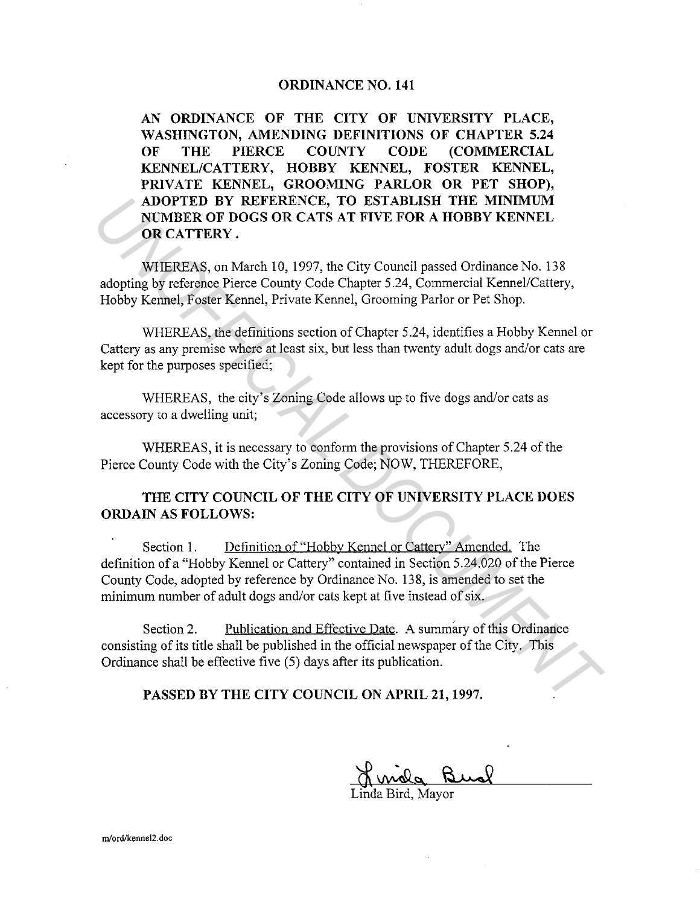# ORDINANCE NO. 141

**AN ORDINANCE OF THE CITY OF UNIVERSITY PLACE, WASHINGTON, AMENDING DEFINITIONS OF CHAPTER 5.24 OF THE PIERCE COUNTY CODE (COMMERCIAL KENNEL/CATTERY, HOBBY KENNEL, FOSTER KENNEL, PRIVATE KENNEL, GROOMING PARLOR OR PET SHOP), ADOPTED BY REFERENCE, TO ESTABLISH THE MINIMUM NUMBER OF DOGS OR CATS AT FIVE FOR A HOBBY KENNEL OR CATTERY.**

WHEREAS, on March 10, 1997, the City Council passed Ordinance No. 138 adopting by reference Pierce County Code Chapter 5.24, Commercial Kennel/Cattery, Hobby Kennel, Foster Kennel, Private Kennel, Grooming Parlor or Pet Shop.

WHEREAS, the definitions section of Chapter 5.24, identifies a Hobby Kennel or Cattery as any premise where at least six, but less than twenty adult dogs and/or cats are kept for the purposes specified;

WHEREAS, the city's Zoning Code allows up to five dogs and/or cats as accessory to a dwelling unit;

WHEREAS, it is necessary to conform the provisions of Chapter 5.24 of the Pierce County Code with the City's Zoning Code; NOW, THEREFORE,

**THE CITY COUNCIL OF THE CITY OF UNIVERSITY PLACE DOES ORDAIN AS FOLLOWS:**

Section 1. Definition of "Hobby Kennel or Cattery" Amended. The definition of a "Hobby Kennel or Cattery" contained in Section 5.24.020 of the Pierce County Code, adopted by reference by Ordinance No. 138, is amended to set the minimum number of adult dogs and/or cats kept at five instead of six.

Section 2. Publication and Effective Date. A summary of this Ordinance consisting of its title shall be published in the official newspaper of the City. This Ordinance shall be effective five (5) days after its publication.

**PASSED BY THE CITY COUNCIL ON APRIL 21, 1997.**

Linda Bird, Mayor

m/ord/kennel2.doc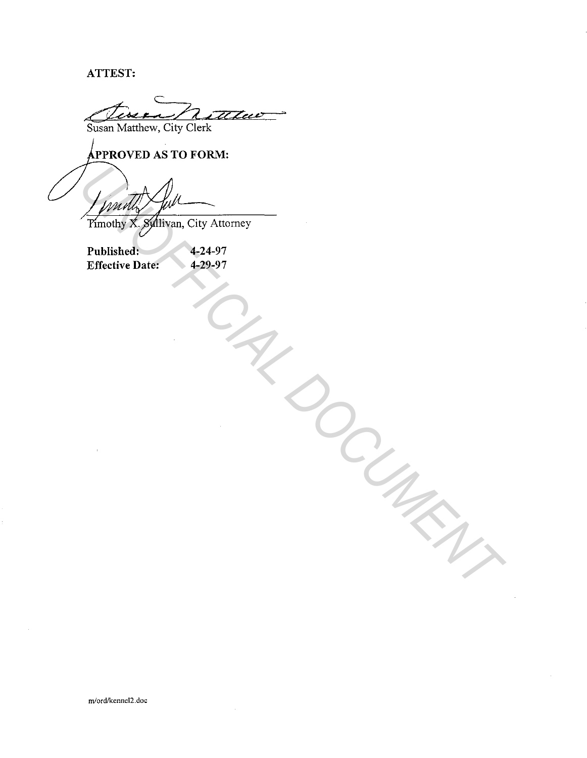**ATTEST:**

Susan Matthew, City Clerk

**APPROVED AS TO FORM:**

Timothy X. Sullivan, City Attorney

| | |
|---|---|
| **Published:** | 4-24-97 |
| **Effective Date:** | 4-29-97 |

m/ord/kennel2.doc